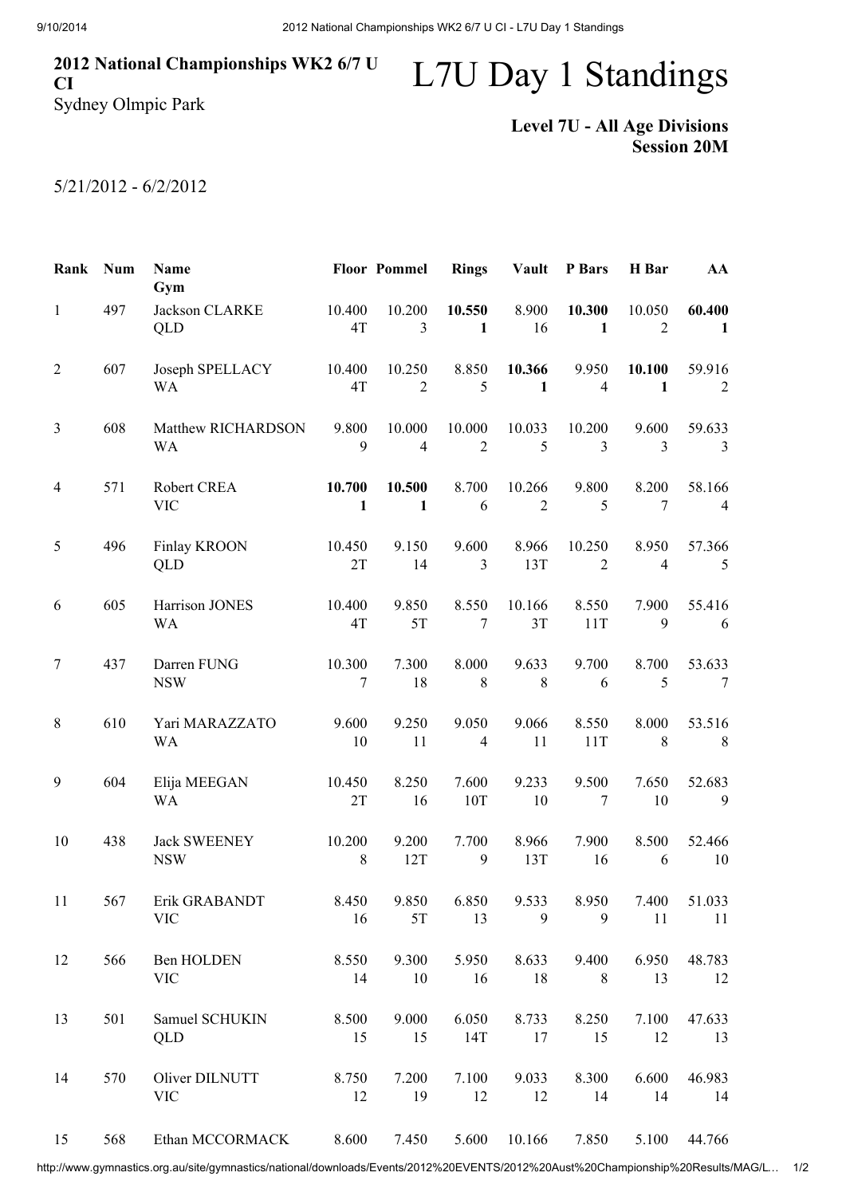# 2012 National Championships WK2 6/7 U CI

Sydney Olmpic Park

# L7U Day 1 Standings

**Level 7U - All Age Divisions**
**Session 20M**

5/21/2012 - 6/2/2012

| Rank | Num | Name<br>Gym | Floor | Pommel | Rings | Vault | P Bars | H Bar | AA |
|---|---|---|---|---|---|---|---|---|---|
| 1 | 497 | Jackson CLARKE<br>QLD | 10.400<br>4T | 10.200<br>3 | **10.550**<br>**1** | 8.900<br>16 | **10.300**<br>**1** | 10.050<br>2 | **60.400**<br>**1** |
| 2 | 607 | Joseph SPELLACY<br>WA | 10.400<br>4T | 10.250<br>2 | 8.850<br>5 | **10.366**<br>**1** | 9.950<br>4 | **10.100**<br>**1** | 59.916<br>2 |
| 3 | 608 | Matthew RICHARDSON<br>WA | 9.800<br>9 | 10.000<br>4 | 10.000<br>2 | 10.033<br>5 | 10.200<br>3 | 9.600<br>3 | 59.633<br>3 |
| 4 | 571 | Robert CREA<br>VIC | **10.700**<br>**1** | **10.500**<br>**1** | 8.700<br>6 | 10.266<br>2 | 9.800<br>5 | 8.200<br>7 | 58.166<br>4 |
| 5 | 496 | Finlay KROON<br>QLD | 10.450<br>2T | 9.150<br>14 | 9.600<br>3 | 8.966<br>13T | 10.250<br>2 | 8.950<br>4 | 57.366<br>5 |
| 6 | 605 | Harrison JONES<br>WA | 10.400<br>4T | 9.850<br>5T | 8.550<br>7 | 10.166<br>3T | 8.550<br>11T | 7.900<br>9 | 55.416<br>6 |
| 7 | 437 | Darren FUNG<br>NSW | 10.300<br>7 | 7.300<br>18 | 8.000<br>8 | 9.633<br>8 | 9.700<br>6 | 8.700<br>5 | 53.633<br>7 |
| 8 | 610 | Yari MARAZZATO<br>WA | 9.600<br>10 | 9.250<br>11 | 9.050<br>4 | 9.066<br>11 | 8.550<br>11T | 8.000<br>8 | 53.516<br>8 |
| 9 | 604 | Elija MEEGAN<br>WA | 10.450<br>2T | 8.250<br>16 | 7.600<br>10T | 9.233<br>10 | 9.500<br>7 | 7.650<br>10 | 52.683<br>9 |
| 10 | 438 | Jack SWEENEY<br>NSW | 10.200<br>8 | 9.200<br>12T | 7.700<br>9 | 8.966<br>13T | 7.900<br>16 | 8.500<br>6 | 52.466<br>10 |
| 11 | 567 | Erik GRABANDT<br>VIC | 8.450<br>16 | 9.850<br>5T | 6.850<br>13 | 9.533<br>9 | 8.950<br>9 | 7.400<br>11 | 51.033<br>11 |
| 12 | 566 | Ben HOLDEN<br>VIC | 8.550<br>14 | 9.300<br>10 | 5.950<br>16 | 8.633<br>18 | 9.400<br>8 | 6.950<br>13 | 48.783<br>12 |
| 13 | 501 | Samuel SCHUKIN<br>QLD | 8.500<br>15 | 9.000<br>15 | 6.050<br>14T | 8.733<br>17 | 8.250<br>15 | 7.100<br>12 | 47.633<br>13 |
| 14 | 570 | Oliver DILNUTT<br>VIC | 8.750<br>12 | 7.200<br>19 | 7.100<br>12 | 9.033<br>12 | 8.300<br>14 | 6.600<br>14 | 46.983<br>14 |
| 15 | 568 | Ethan MCCORMACK | 8.600 | 7.450 | 5.600 | 10.166 | 7.850 | 5.100 | 44.766 |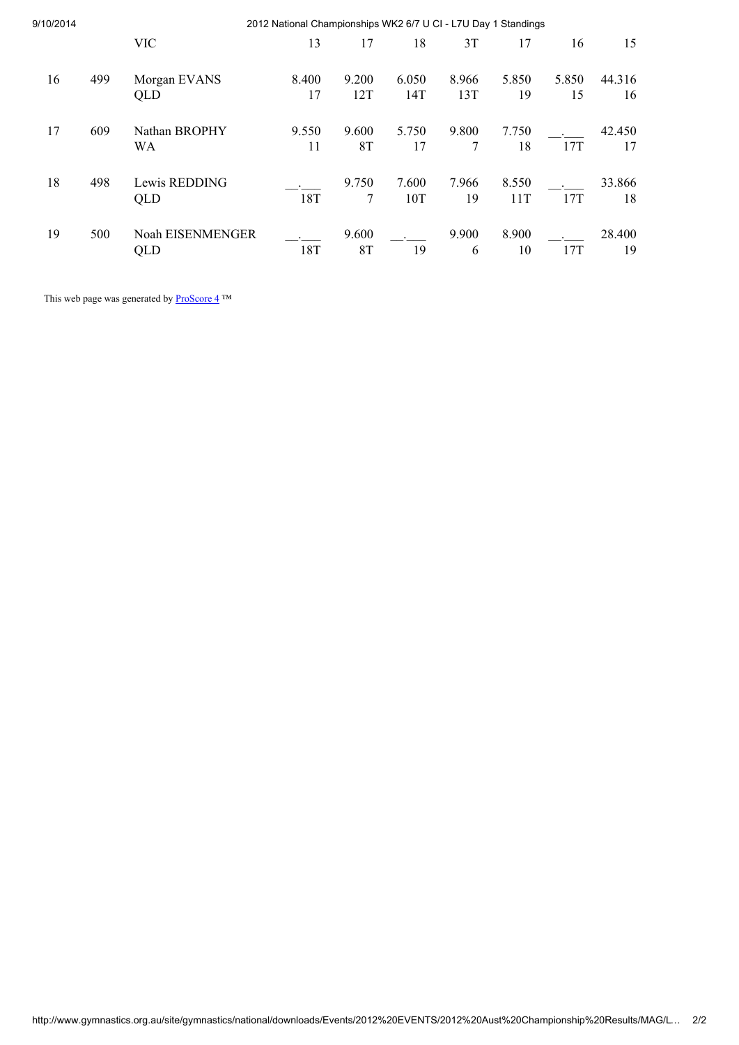| | | | | | | | | | |
|---|---|---|---|---|---|---|---|---|---|
| | | VIC | 13 | 17 | 18 | 3T | 17 | 16 | 15 |
| 16 | 499 | Morgan EVANS<br>QLD | 8.400<br>17 | 9.200<br>12T | 6.050<br>14T | 8.966<br>13T | 5.850<br>19 | 5.850<br>15 | 44.316<br>16 |
| 17 | 609 | Nathan BROPHY<br>WA | 9.550<br>11 | 9.600<br>8T | 5.750<br>17 | 9.800<br>7 | 7.750<br>18 | __.___<br>17T | 42.450<br>17 |
| 18 | 498 | Lewis REDDING<br>QLD | __.___<br>18T | 9.750<br>7 | 7.600<br>10T | 7.966<br>19 | 8.550<br>11T | __.___<br>17T | 33.866<br>18 |
| 19 | 500 | Noah EISENMENGER<br>QLD | __.___<br>18T | 9.600<br>8T | __.___<br>19 | 9.900<br>6 | 8.900<br>10 | __.___<br>17T | 28.400<br>19 |

This web page was generated by ProScore 4 ™